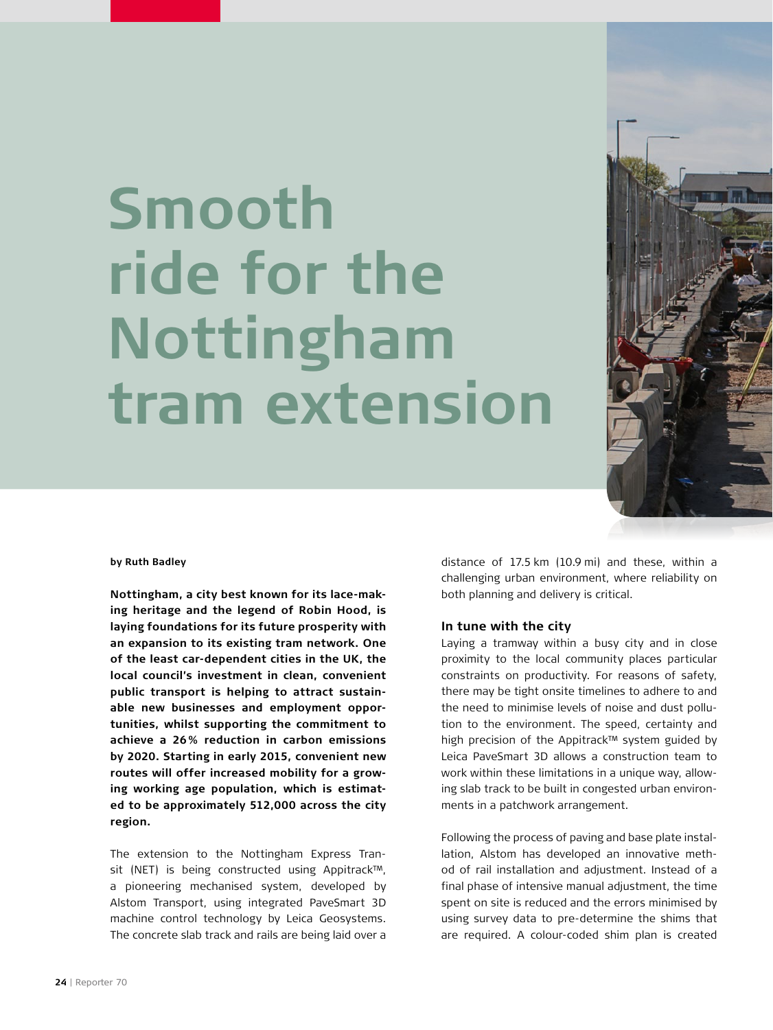# Smooth ride for the Nottingham tram extension

**by Ruth Badley**

**Nottingham, a city best known for its lace-making heritage and the legend of Robin Hood, is laying foundations for its future prosperity with an expansion to its existing tram network. One of the least car-dependent cities in the UK, the local council's investment in clean, convenient public transport is helping to attract sustainable new businesses and employment opportunities, whilst supporting the commitment to achieve a 26% reduction in carbon emissions by 2020. Starting in early 2015, convenient new routes will offer increased mobility for a growing working age population, which is estimated to be approximately 512,000 across the city region.**

The extension to the Nottingham Express Transit (NET) is being constructed using Appitrack™, a pioneering mechanised system, developed by Alstom Transport, using integrated PaveSmart 3D machine control technology by Leica Geosystems. The concrete slab track and rails are being laid over a distance of 17.5 km (10.9 mi) and these, within a challenging urban environment, where reliability on both planning and delivery is critical.

### In tune with the city

Laying a tramway within a busy city and in close proximity to the local community places particular constraints on productivity. For reasons of safety, there may be tight onsite timelines to adhere to and the need to minimise levels of noise and dust pollution to the environment. The speed, certainty and high precision of the Appitrack™ system guided by Leica PaveSmart 3D allows a construction team to work within these limitations in a unique way, allowing slab track to be built in congested urban environments in a patchwork arrangement.

Following the process of paving and base plate installation, Alstom has developed an innovative method of rail installation and adjustment. Instead of a final phase of intensive manual adjustment, the time spent on site is reduced and the errors minimised by using survey data to pre-determine the shims that are required. A colour-coded shim plan is created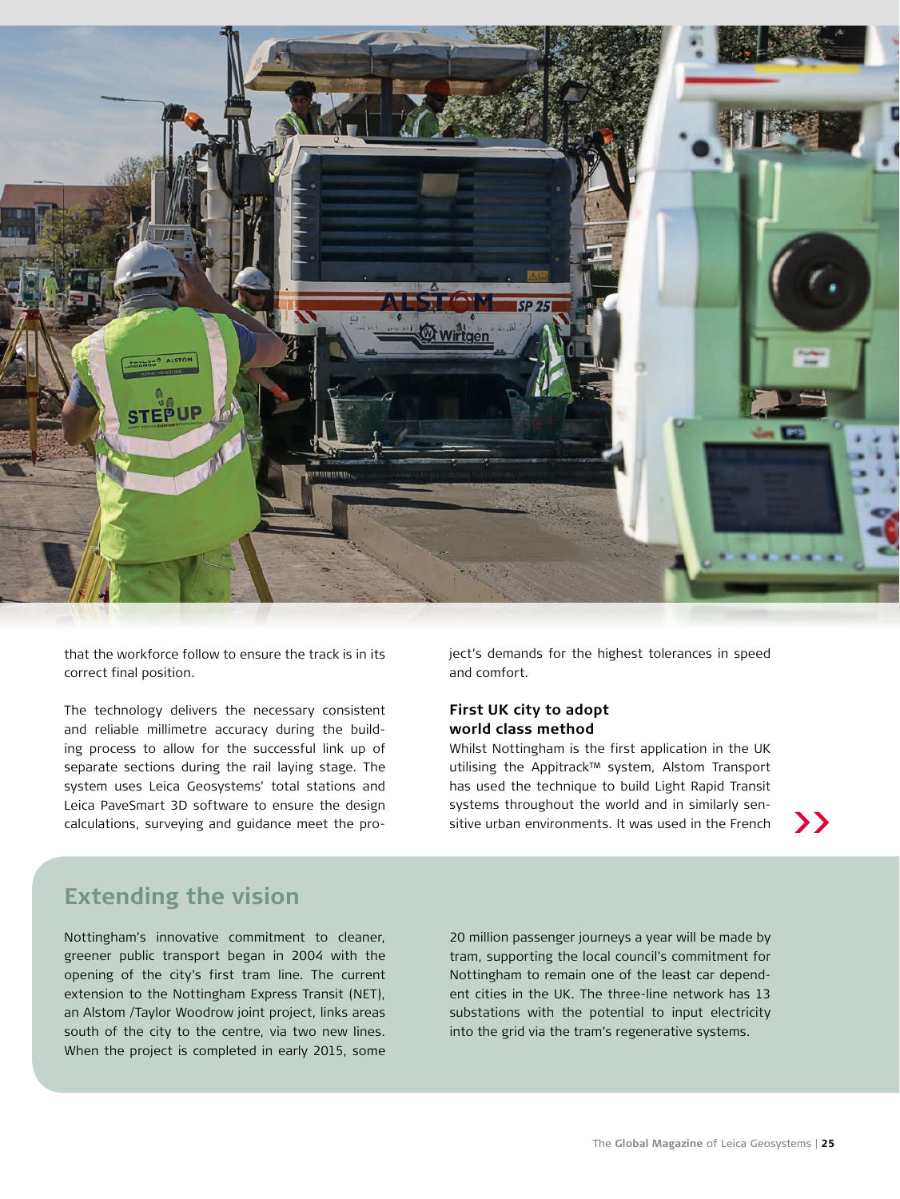that the workforce follow to ensure the track is in its correct final position.

The technology delivers the necessary consistent and reliable millimetre accuracy during the building process to allow for the successful link up of separate sections during the rail laying stage. The system uses Leica Geosystems' total stations and Leica PaveSmart 3D software to ensure the design calculations, surveying and guidance meet the project's demands for the highest tolerances in speed and comfort.

**First UK city to adopt world class method**

Whilst Nottingham is the first application in the UK utilising the Appitrack™ system, Alstom Transport has used the technique to build Light Rapid Transit systems throughout the world and in similarly sensitive urban environments. It was used in the French

## Extending the vision

Nottingham's innovative commitment to cleaner, greener public transport began in 2004 with the opening of the city's first tram line. The current extension to the Nottingham Express Transit (NET), an Alstom /Taylor Woodrow joint project, links areas south of the city to the centre, via two new lines. When the project is completed in early 2015, some 20 million passenger journeys a year will be made by tram, supporting the local council's commitment for Nottingham to remain one of the least car dependent cities in the UK. The three-line network has 13 substations with the potential to input electricity into the grid via the tram's regenerative systems.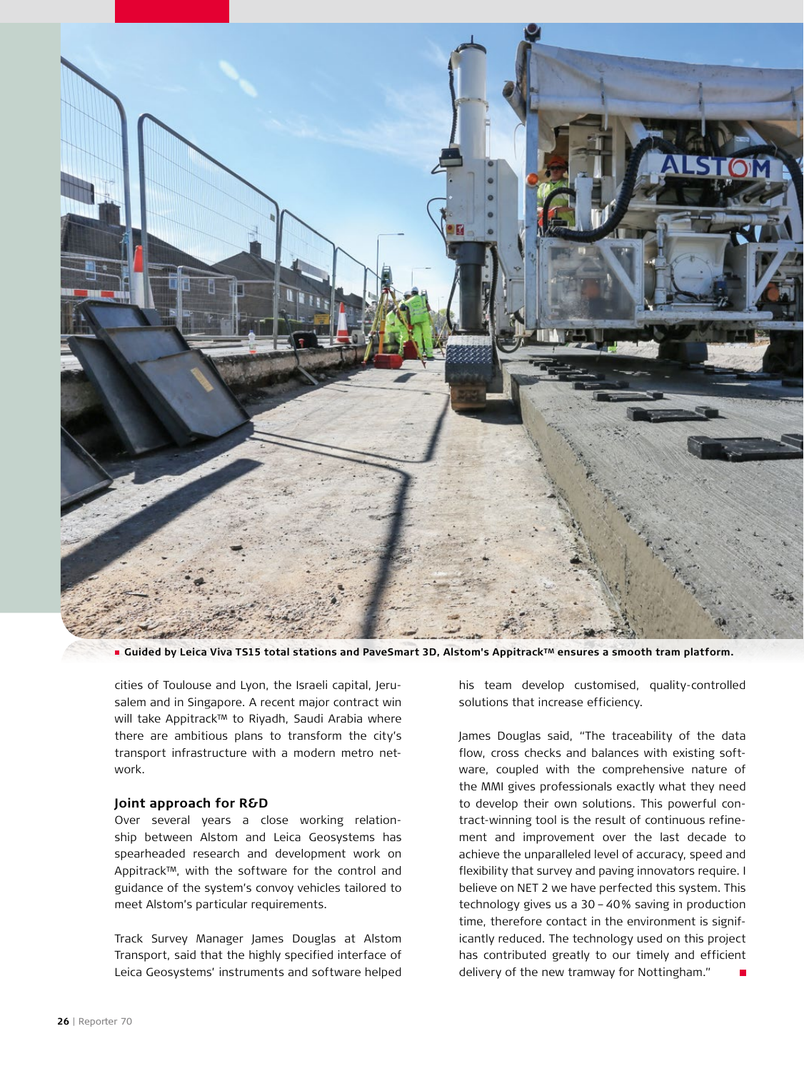■ **Guided by Leica Viva TS15 total stations and PaveSmart 3D, Alstom's Appitrack™ ensures a smooth tram platform.**

cities of Toulouse and Lyon, the Israeli capital, Jerusalem and in Singapore. A recent major contract win will take Appitrack™ to Riyadh, Saudi Arabia where there are ambitious plans to transform the city's transport infrastructure with a modern metro network.

### Joint approach for R&D

Over several years a close working relationship between Alstom and Leica Geosystems has spearheaded research and development work on Appitrack™, with the software for the control and guidance of the system's convoy vehicles tailored to meet Alstom's particular requirements.

Track Survey Manager James Douglas at Alstom Transport, said that the highly specified interface of Leica Geosystems' instruments and software helped his team develop customised, quality-controlled solutions that increase efficiency.

James Douglas said, "The traceability of the data flow, cross checks and balances with existing software, coupled with the comprehensive nature of the MMI gives professionals exactly what they need to develop their own solutions. This powerful contract-winning tool is the result of continuous refinement and improvement over the last decade to achieve the unparalleled level of accuracy, speed and flexibility that survey and paving innovators require. I believe on NET 2 we have perfected this system. This technology gives us a 30 – 40% saving in production time, therefore contact in the environment is significantly reduced. The technology used on this project has contributed greatly to our timely and efficient delivery of the new tramway for Nottingham."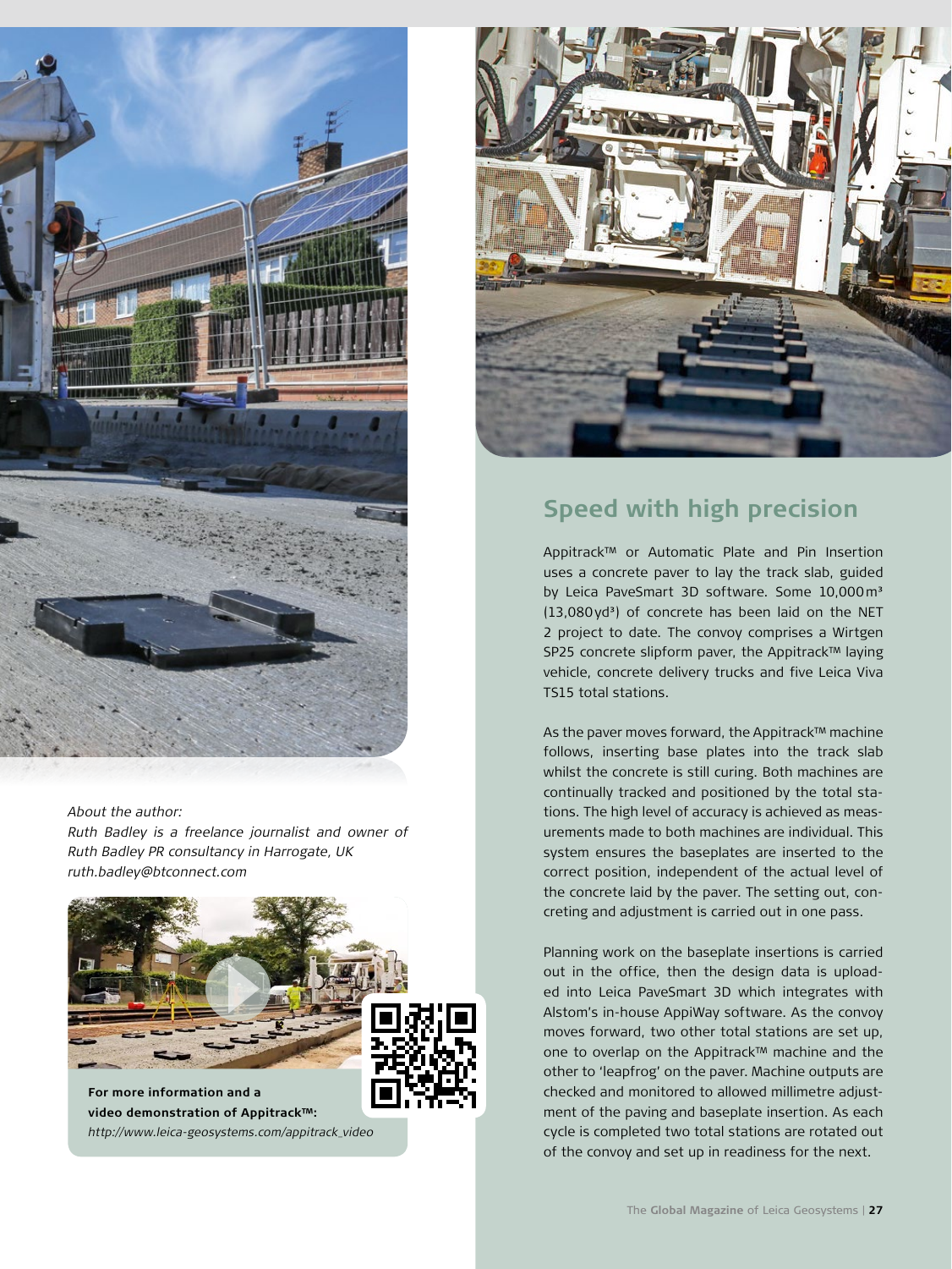*About the author:*
*Ruth Badley is a freelance journalist and owner of Ruth Badley PR consultancy in Harrogate, UK*
*ruth.badley@btconnect.com*

**For more information and a video demonstration of Appitrack™:**
*http://www.leica-geosystems.com/appitrack_video*

## Speed with high precision

Appitrack™ or Automatic Plate and Pin Insertion uses a concrete paver to lay the track slab, guided by Leica PaveSmart 3D software. Some 10,000 m³ (13,080 yd³) of concrete has been laid on the NET 2 project to date. The convoy comprises a Wirtgen SP25 concrete slipform paver, the Appitrack™ laying vehicle, concrete delivery trucks and five Leica Viva TS15 total stations.

As the paver moves forward, the Appitrack™ machine follows, inserting base plates into the track slab whilst the concrete is still curing. Both machines are continually tracked and positioned by the total stations. The high level of accuracy is achieved as measurements made to both machines are individual. This system ensures the baseplates are inserted to the correct position, independent of the actual level of the concrete laid by the paver. The setting out, concreting and adjustment is carried out in one pass.

Planning work on the baseplate insertions is carried out in the office, then the design data is uploaded into Leica PaveSmart 3D which integrates with Alstom's in-house AppiWay software. As the convoy moves forward, two other total stations are set up, one to overlap on the Appitrack™ machine and the other to 'leapfrog' on the paver. Machine outputs are checked and monitored to allowed millimetre adjustment of the paving and baseplate insertion. As each cycle is completed two total stations are rotated out of the convoy and set up in readiness for the next.